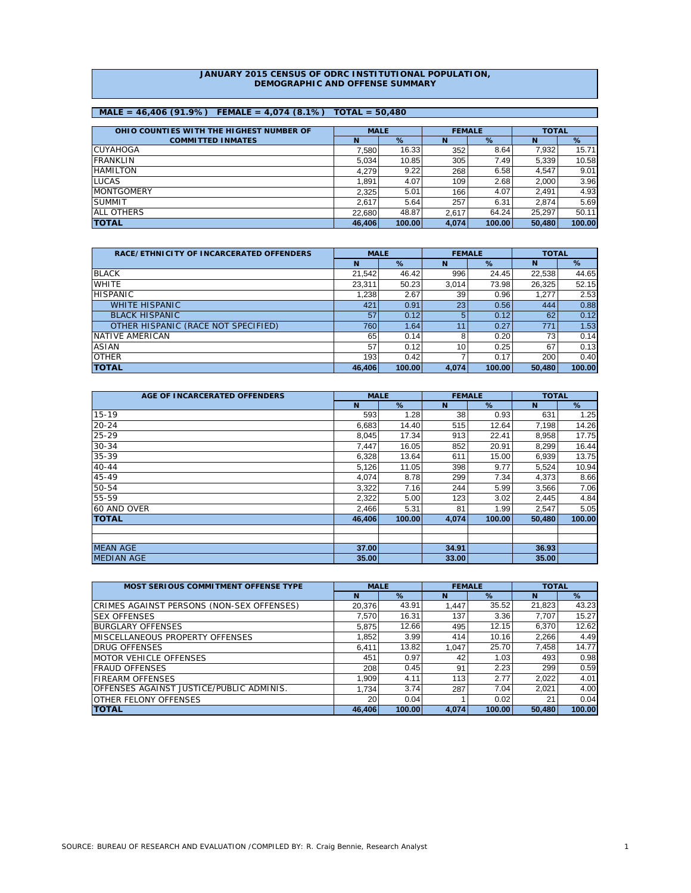# JANUARY 2015 CENSUS OF ODRC INSTITUTIONAL POPULATION, DEMOGRAPHIC AND OFFENSE SUMMARY

**MALE = 46,406 (91.9%) FEMALE = 4,074 (8.1%) TOTAL = 50,480**

| OHIO COUNTIES WITH THE HIGHEST NUMBER OF COMMITTED INMATES | MALE | | FEMALE | | TOTAL | |
|---|---|---|---|---|---|---|
| | N | % | N | % | N | % |
| CUYAHOGA | 7,580 | 16.33 | 352 | 8.64 | 7,932 | 15.71 |
| FRANKLIN | 5,034 | 10.85 | 305 | 7.49 | 5,339 | 10.58 |
| HAMILTON | 4,279 | 9.22 | 268 | 6.58 | 4,547 | 9.01 |
| LUCAS | 1,891 | 4.07 | 109 | 2.68 | 2,000 | 3.96 |
| MONTGOMERY | 2,325 | 5.01 | 166 | 4.07 | 2,491 | 4.93 |
| SUMMIT | 2,617 | 5.64 | 257 | 6.31 | 2,874 | 5.69 |
| ALL OTHERS | 22,680 | 48.87 | 2,617 | 64.24 | 25,297 | 50.11 |
| **TOTAL** | **46,406** | **100.00** | **4,074** | **100.00** | **50,480** | **100.00** |

| RACE/ETHNICITY OF INCARCERATED OFFENDERS | MALE | | FEMALE | | TOTAL | |
|---|---|---|---|---|---|---|
| | N | % | N | % | N | % |
| BLACK | 21,542 | 46.42 | 996 | 24.45 | 22,538 | 44.65 |
| WHITE | 23,311 | 50.23 | 3,014 | 73.98 | 26,325 | 52.15 |
| HISPANIC | 1,238 | 2.67 | 39 | 0.96 | 1,277 | 2.53 |
| WHITE HISPANIC | 421 | 0.91 | 23 | 0.56 | 444 | 0.88 |
| BLACK HISPANIC | 57 | 0.12 | 5 | 0.12 | 62 | 0.12 |
| OTHER HISPANIC (RACE NOT SPECIFIED) | 760 | 1.64 | 11 | 0.27 | 771 | 1.53 |
| NATIVE AMERICAN | 65 | 0.14 | 8 | 0.20 | 73 | 0.14 |
| ASIAN | 57 | 0.12 | 10 | 0.25 | 67 | 0.13 |
| OTHER | 193 | 0.42 | 7 | 0.17 | 200 | 0.40 |
| **TOTAL** | **46,406** | **100.00** | **4,074** | **100.00** | **50,480** | **100.00** |

| AGE OF INCARCERATED OFFENDERS | MALE | | FEMALE | | TOTAL | |
|---|---|---|---|---|---|---|
| | N | % | N | % | N | % |
| 15-19 | 593 | 1.28 | 38 | 0.93 | 631 | 1.25 |
| 20-24 | 6,683 | 14.40 | 515 | 12.64 | 7,198 | 14.26 |
| 25-29 | 8,045 | 17.34 | 913 | 22.41 | 8,958 | 17.75 |
| 30-34 | 7,447 | 16.05 | 852 | 20.91 | 8,299 | 16.44 |
| 35-39 | 6,328 | 13.64 | 611 | 15.00 | 6,939 | 13.75 |
| 40-44 | 5,126 | 11.05 | 398 | 9.77 | 5,524 | 10.94 |
| 45-49 | 4,074 | 8.78 | 299 | 7.34 | 4,373 | 8.66 |
| 50-54 | 3,322 | 7.16 | 244 | 5.99 | 3,566 | 7.06 |
| 55-59 | 2,322 | 5.00 | 123 | 3.02 | 2,445 | 4.84 |
| 60 AND OVER | 2,466 | 5.31 | 81 | 1.99 | 2,547 | 5.05 |
| **TOTAL** | **46,406** | **100.00** | **4,074** | **100.00** | **50,480** | **100.00** |
| | | | | | | |
| | | | | | | |
| MEAN AGE | **37.00** | | **34.91** | | **36.93** | |
| MEDIAN AGE | **35.00** | | **33.00** | | **35.00** | |

| MOST SERIOUS COMMITMENT OFFENSE TYPE | MALE | | FEMALE | | TOTAL | |
|---|---|---|---|---|---|---|
| | N | % | N | % | N | % |
| CRIMES AGAINST PERSONS (NON-SEX OFFENSES) | 20,376 | 43.91 | 1,447 | 35.52 | 21,823 | 43.23 |
| SEX OFFENSES | 7,570 | 16.31 | 137 | 3.36 | 7,707 | 15.27 |
| BURGLARY OFFENSES | 5,875 | 12.66 | 495 | 12.15 | 6,370 | 12.62 |
| MISCELLANEOUS PROPERTY OFFENSES | 1,852 | 3.99 | 414 | 10.16 | 2,266 | 4.49 |
| DRUG OFFENSES | 6,411 | 13.82 | 1,047 | 25.70 | 7,458 | 14.77 |
| MOTOR VEHICLE OFFENSES | 451 | 0.97 | 42 | 1.03 | 493 | 0.98 |
| FRAUD OFFENSES | 208 | 0.45 | 91 | 2.23 | 299 | 0.59 |
| FIREARM OFFENSES | 1,909 | 4.11 | 113 | 2.77 | 2,022 | 4.01 |
| OFFENSES AGAINST JUSTICE/PUBLIC ADMINIS. | 1,734 | 3.74 | 287 | 7.04 | 2,021 | 4.00 |
| OTHER FELONY OFFENSES | 20 | 0.04 | 1 | 0.02 | 21 | 0.04 |
| **TOTAL** | **46,406** | **100.00** | **4,074** | **100.00** | **50,480** | **100.00** |

SOURCE: BUREAU OF RESEARCH AND EVALUATION /COMPILED BY: R. Craig Bennie, Research Analyst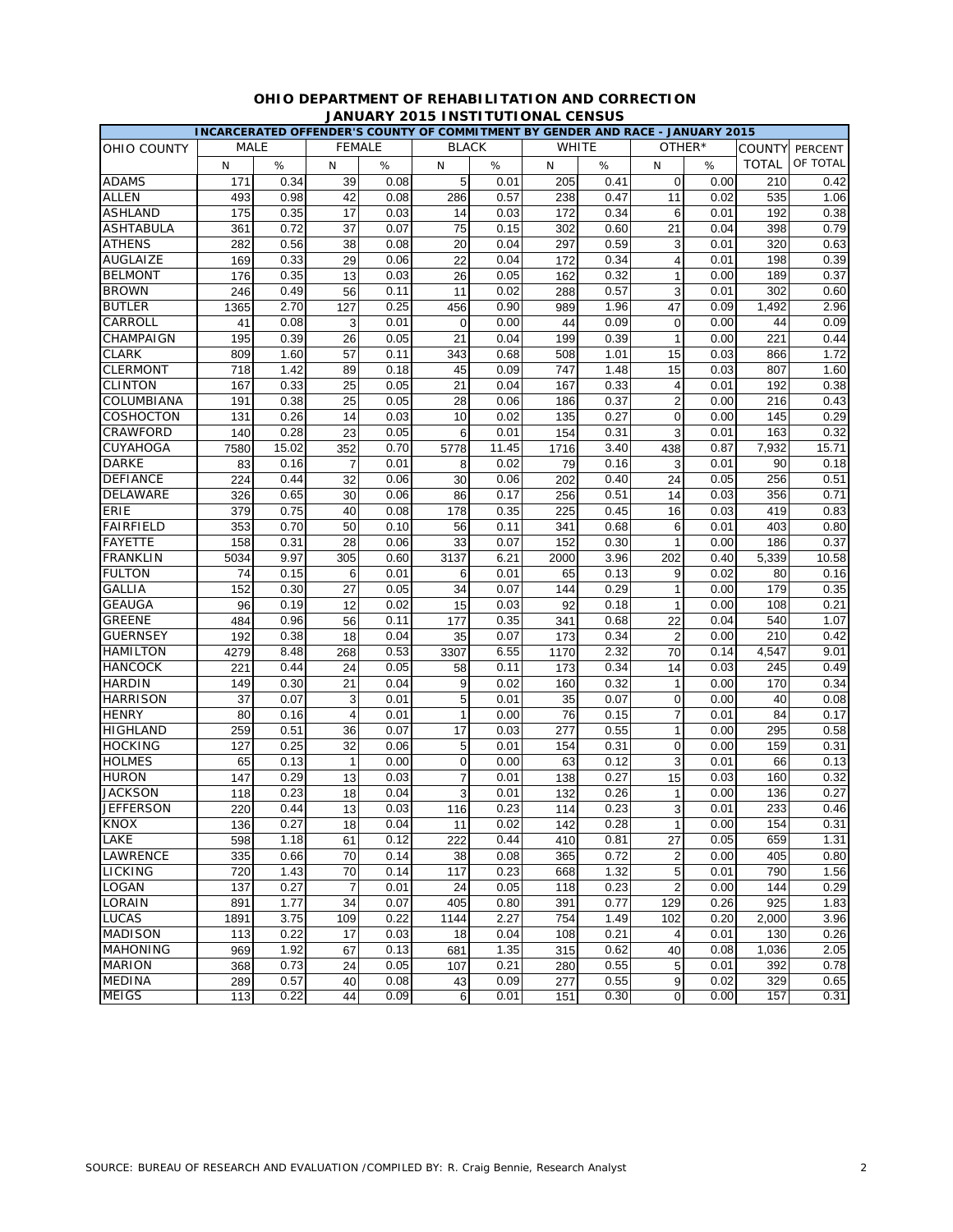**OHIO DEPARTMENT OF REHABILITATION AND CORRECTION**
**JANUARY 2015 INSTITUTIONAL CENSUS**

| INCARCERATED OFFENDER'S COUNTY OF COMMITMENT BY GENDER AND RACE - JANUARY 2015 | | | | | | | | | | | | |
|---|---|---|---|---|---|---|---|---|---|---|---|---|
| OHIO COUNTY | MALE | | FEMALE | | BLACK | | WHITE | | OTHER* | | COUNTY TOTAL | PERCENT OF TOTAL |
| | N | % | N | % | N | % | N | % | N | % | | |
| ADAMS | 171 | 0.34 | 39 | 0.08 | 5 | 0.01 | 205 | 0.41 | 0 | 0.00 | 210 | 0.42 |
| ALLEN | 493 | 0.98 | 42 | 0.08 | 286 | 0.57 | 238 | 0.47 | 11 | 0.02 | 535 | 1.06 |
| ASHLAND | 175 | 0.35 | 17 | 0.03 | 14 | 0.03 | 172 | 0.34 | 6 | 0.01 | 192 | 0.38 |
| ASHTABULA | 361 | 0.72 | 37 | 0.07 | 75 | 0.15 | 302 | 0.60 | 21 | 0.04 | 398 | 0.79 |
| ATHENS | 282 | 0.56 | 38 | 0.08 | 20 | 0.04 | 297 | 0.59 | 3 | 0.01 | 320 | 0.63 |
| AUGLAIZE | 169 | 0.33 | 29 | 0.06 | 22 | 0.04 | 172 | 0.34 | 4 | 0.01 | 198 | 0.39 |
| BELMONT | 176 | 0.35 | 13 | 0.03 | 26 | 0.05 | 162 | 0.32 | 1 | 0.00 | 189 | 0.37 |
| BROWN | 246 | 0.49 | 56 | 0.11 | 11 | 0.02 | 288 | 0.57 | 3 | 0.01 | 302 | 0.60 |
| BUTLER | 1365 | 2.70 | 127 | 0.25 | 456 | 0.90 | 989 | 1.96 | 47 | 0.09 | 1,492 | 2.96 |
| CARROLL | 41 | 0.08 | 3 | 0.01 | 0 | 0.00 | 44 | 0.09 | 0 | 0.00 | 44 | 0.09 |
| CHAMPAIGN | 195 | 0.39 | 26 | 0.05 | 21 | 0.04 | 199 | 0.39 | 1 | 0.00 | 221 | 0.44 |
| CLARK | 809 | 1.60 | 57 | 0.11 | 343 | 0.68 | 508 | 1.01 | 15 | 0.03 | 866 | 1.72 |
| CLERMONT | 718 | 1.42 | 89 | 0.18 | 45 | 0.09 | 747 | 1.48 | 15 | 0.03 | 807 | 1.60 |
| CLINTON | 167 | 0.33 | 25 | 0.05 | 21 | 0.04 | 167 | 0.33 | 4 | 0.01 | 192 | 0.38 |
| COLUMBIANA | 191 | 0.38 | 25 | 0.05 | 28 | 0.06 | 186 | 0.37 | 2 | 0.00 | 216 | 0.43 |
| COSHOCTON | 131 | 0.26 | 14 | 0.03 | 10 | 0.02 | 135 | 0.27 | 0 | 0.00 | 145 | 0.29 |
| CRAWFORD | 140 | 0.28 | 23 | 0.05 | 6 | 0.01 | 154 | 0.31 | 3 | 0.01 | 163 | 0.32 |
| CUYAHOGA | 7580 | 15.02 | 352 | 0.70 | 5778 | 11.45 | 1716 | 3.40 | 438 | 0.87 | 7,932 | 15.71 |
| DARKE | 83 | 0.16 | 7 | 0.01 | 8 | 0.02 | 79 | 0.16 | 3 | 0.01 | 90 | 0.18 |
| DEFIANCE | 224 | 0.44 | 32 | 0.06 | 30 | 0.06 | 202 | 0.40 | 24 | 0.05 | 256 | 0.51 |
| DELAWARE | 326 | 0.65 | 30 | 0.06 | 86 | 0.17 | 256 | 0.51 | 14 | 0.03 | 356 | 0.71 |
| ERIE | 379 | 0.75 | 40 | 0.08 | 178 | 0.35 | 225 | 0.45 | 16 | 0.03 | 419 | 0.83 |
| FAIRFIELD | 353 | 0.70 | 50 | 0.10 | 56 | 0.11 | 341 | 0.68 | 6 | 0.01 | 403 | 0.80 |
| FAYETTE | 158 | 0.31 | 28 | 0.06 | 33 | 0.07 | 152 | 0.30 | 1 | 0.00 | 186 | 0.37 |
| FRANKLIN | 5034 | 9.97 | 305 | 0.60 | 3137 | 6.21 | 2000 | 3.96 | 202 | 0.40 | 5,339 | 10.58 |
| FULTON | 74 | 0.15 | 6 | 0.01 | 6 | 0.01 | 65 | 0.13 | 9 | 0.02 | 80 | 0.16 |
| GALLIA | 152 | 0.30 | 27 | 0.05 | 34 | 0.07 | 144 | 0.29 | 1 | 0.00 | 179 | 0.35 |
| GEAUGA | 96 | 0.19 | 12 | 0.02 | 15 | 0.03 | 92 | 0.18 | 1 | 0.00 | 108 | 0.21 |
| GREENE | 484 | 0.96 | 56 | 0.11 | 177 | 0.35 | 341 | 0.68 | 22 | 0.04 | 540 | 1.07 |
| GUERNSEY | 192 | 0.38 | 18 | 0.04 | 35 | 0.07 | 173 | 0.34 | 2 | 0.00 | 210 | 0.42 |
| HAMILTON | 4279 | 8.48 | 268 | 0.53 | 3307 | 6.55 | 1170 | 2.32 | 70 | 0.14 | 4,547 | 9.01 |
| HANCOCK | 221 | 0.44 | 24 | 0.05 | 58 | 0.11 | 173 | 0.34 | 14 | 0.03 | 245 | 0.49 |
| HARDIN | 149 | 0.30 | 21 | 0.04 | 9 | 0.02 | 160 | 0.32 | 1 | 0.00 | 170 | 0.34 |
| HARRISON | 37 | 0.07 | 3 | 0.01 | 5 | 0.01 | 35 | 0.07 | 0 | 0.00 | 40 | 0.08 |
| HENRY | 80 | 0.16 | 4 | 0.01 | 1 | 0.00 | 76 | 0.15 | 7 | 0.01 | 84 | 0.17 |
| HIGHLAND | 259 | 0.51 | 36 | 0.07 | 17 | 0.03 | 277 | 0.55 | 1 | 0.00 | 295 | 0.58 |
| HOCKING | 127 | 0.25 | 32 | 0.06 | 5 | 0.01 | 154 | 0.31 | 0 | 0.00 | 159 | 0.31 |
| HOLMES | 65 | 0.13 | 1 | 0.00 | 0 | 0.00 | 63 | 0.12 | 3 | 0.01 | 66 | 0.13 |
| HURON | 147 | 0.29 | 13 | 0.03 | 7 | 0.01 | 138 | 0.27 | 15 | 0.03 | 160 | 0.32 |
| JACKSON | 118 | 0.23 | 18 | 0.04 | 3 | 0.01 | 132 | 0.26 | 1 | 0.00 | 136 | 0.27 |
| JEFFERSON | 220 | 0.44 | 13 | 0.03 | 116 | 0.23 | 114 | 0.23 | 3 | 0.01 | 233 | 0.46 |
| KNOX | 136 | 0.27 | 18 | 0.04 | 11 | 0.02 | 142 | 0.28 | 1 | 0.00 | 154 | 0.31 |
| LAKE | 598 | 1.18 | 61 | 0.12 | 222 | 0.44 | 410 | 0.81 | 27 | 0.05 | 659 | 1.31 |
| LAWRENCE | 335 | 0.66 | 70 | 0.14 | 38 | 0.08 | 365 | 0.72 | 2 | 0.00 | 405 | 0.80 |
| LICKING | 720 | 1.43 | 70 | 0.14 | 117 | 0.23 | 668 | 1.32 | 5 | 0.01 | 790 | 1.56 |
| LOGAN | 137 | 0.27 | 7 | 0.01 | 24 | 0.05 | 118 | 0.23 | 2 | 0.00 | 144 | 0.29 |
| LORAIN | 891 | 1.77 | 34 | 0.07 | 405 | 0.80 | 391 | 0.77 | 129 | 0.26 | 925 | 1.83 |
| LUCAS | 1891 | 3.75 | 109 | 0.22 | 1144 | 2.27 | 754 | 1.49 | 102 | 0.20 | 2,000 | 3.96 |
| MADISON | 113 | 0.22 | 17 | 0.03 | 18 | 0.04 | 108 | 0.21 | 4 | 0.01 | 130 | 0.26 |
| MAHONING | 969 | 1.92 | 67 | 0.13 | 681 | 1.35 | 315 | 0.62 | 40 | 0.08 | 1,036 | 2.05 |
| MARION | 368 | 0.73 | 24 | 0.05 | 107 | 0.21 | 280 | 0.55 | 5 | 0.01 | 392 | 0.78 |
| MEDINA | 289 | 0.57 | 40 | 0.08 | 43 | 0.09 | 277 | 0.55 | 9 | 0.02 | 329 | 0.65 |
| MEIGS | 113 | 0.22 | 44 | 0.09 | 6 | 0.01 | 151 | 0.30 | 0 | 0.00 | 157 | 0.31 |

SOURCE: BUREAU OF RESEARCH AND EVALUATION /COMPILED BY: R. Craig Bennie, Research Analyst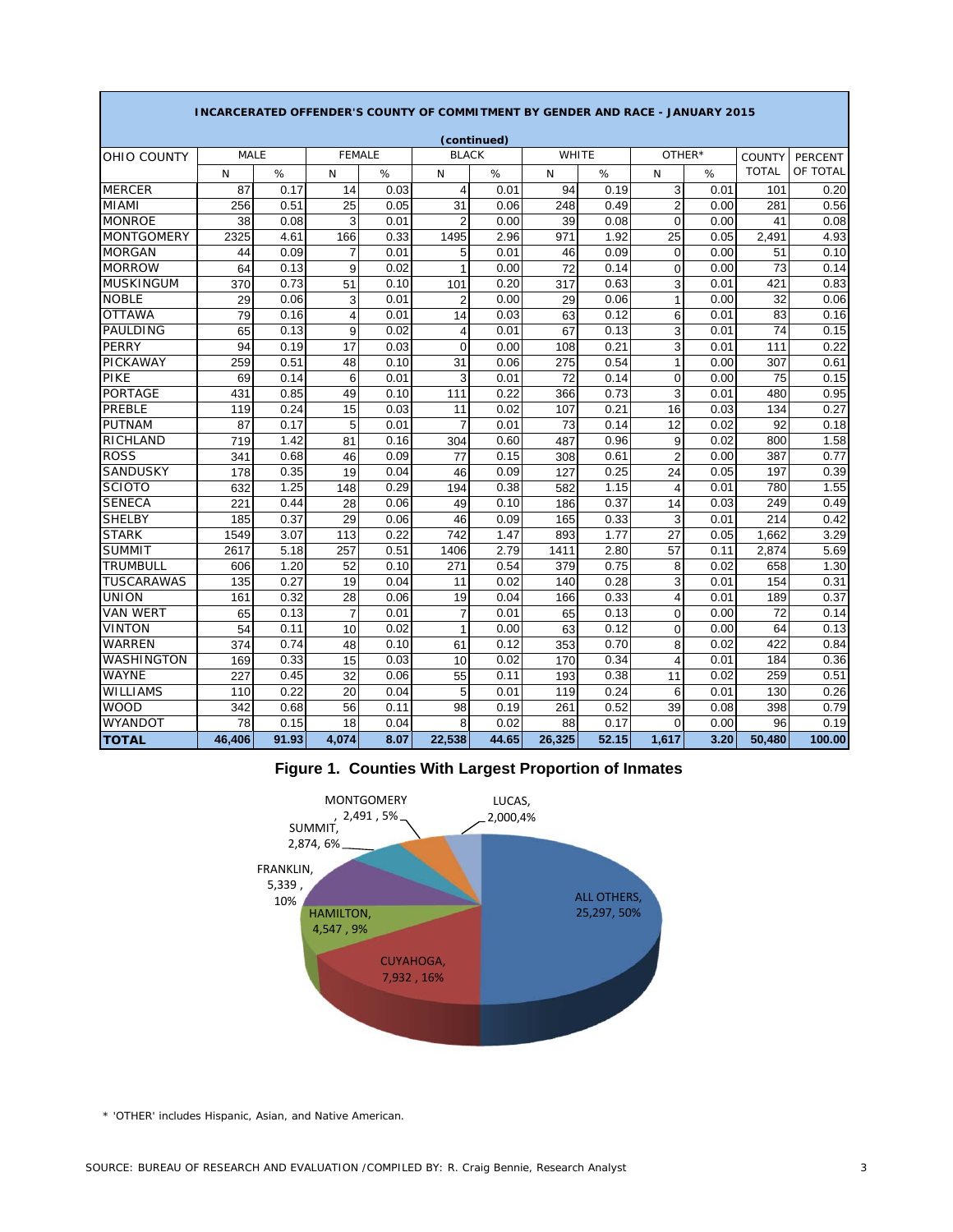## INCARCERATED OFFENDER'S COUNTY OF COMMITMENT BY GENDER AND RACE - JANUARY 2015

(continued)

| OHIO COUNTY | MALE | | FEMALE | | BLACK | | WHITE | | OTHER* | | COUNTY TOTAL | PERCENT OF TOTAL |
|---|---|---|---|---|---|---|---|---|---|---|---|---|
| | N | % | N | % | N | % | N | % | N | % | | |
| MERCER | 87 | 0.17 | 14 | 0.03 | 4 | 0.01 | 94 | 0.19 | 3 | 0.01 | 101 | 0.20 |
| MIAMI | 256 | 0.51 | 25 | 0.05 | 31 | 0.06 | 248 | 0.49 | 2 | 0.00 | 281 | 0.56 |
| MONROE | 38 | 0.08 | 3 | 0.01 | 2 | 0.00 | 39 | 0.08 | 0 | 0.00 | 41 | 0.08 |
| MONTGOMERY | 2325 | 4.61 | 166 | 0.33 | 1495 | 2.96 | 971 | 1.92 | 25 | 0.05 | 2,491 | 4.93 |
| MORGAN | 44 | 0.09 | 7 | 0.01 | 5 | 0.01 | 46 | 0.09 | 0 | 0.00 | 51 | 0.10 |
| MORROW | 64 | 0.13 | 9 | 0.02 | 1 | 0.00 | 72 | 0.14 | 0 | 0.00 | 73 | 0.14 |
| MUSKINGUM | 370 | 0.73 | 51 | 0.10 | 101 | 0.20 | 317 | 0.63 | 3 | 0.01 | 421 | 0.83 |
| NOBLE | 29 | 0.06 | 3 | 0.01 | 2 | 0.00 | 29 | 0.06 | 1 | 0.00 | 32 | 0.06 |
| OTTAWA | 79 | 0.16 | 4 | 0.01 | 14 | 0.03 | 63 | 0.12 | 6 | 0.01 | 83 | 0.16 |
| PAULDING | 65 | 0.13 | 9 | 0.02 | 4 | 0.01 | 67 | 0.13 | 3 | 0.01 | 74 | 0.15 |
| PERRY | 94 | 0.19 | 17 | 0.03 | 0 | 0.00 | 108 | 0.21 | 3 | 0.01 | 111 | 0.22 |
| PICKAWAY | 259 | 0.51 | 48 | 0.10 | 31 | 0.06 | 275 | 0.54 | 1 | 0.00 | 307 | 0.61 |
| PIKE | 69 | 0.14 | 6 | 0.01 | 3 | 0.01 | 72 | 0.14 | 0 | 0.00 | 75 | 0.15 |
| PORTAGE | 431 | 0.85 | 49 | 0.10 | 111 | 0.22 | 366 | 0.73 | 3 | 0.01 | 480 | 0.95 |
| PREBLE | 119 | 0.24 | 15 | 0.03 | 11 | 0.02 | 107 | 0.21 | 16 | 0.03 | 134 | 0.27 |
| PUTNAM | 87 | 0.17 | 5 | 0.01 | 7 | 0.01 | 73 | 0.14 | 12 | 0.02 | 92 | 0.18 |
| RICHLAND | 719 | 1.42 | 81 | 0.16 | 304 | 0.60 | 487 | 0.96 | 9 | 0.02 | 800 | 1.58 |
| ROSS | 341 | 0.68 | 46 | 0.09 | 77 | 0.15 | 308 | 0.61 | 2 | 0.00 | 387 | 0.77 |
| SANDUSKY | 178 | 0.35 | 19 | 0.04 | 46 | 0.09 | 127 | 0.25 | 24 | 0.05 | 197 | 0.39 |
| SCIOTO | 632 | 1.25 | 148 | 0.29 | 194 | 0.38 | 582 | 1.15 | 4 | 0.01 | 780 | 1.55 |
| SENECA | 221 | 0.44 | 28 | 0.06 | 49 | 0.10 | 186 | 0.37 | 14 | 0.03 | 249 | 0.49 |
| SHELBY | 185 | 0.37 | 29 | 0.06 | 46 | 0.09 | 165 | 0.33 | 3 | 0.01 | 214 | 0.42 |
| STARK | 1549 | 3.07 | 113 | 0.22 | 742 | 1.47 | 893 | 1.77 | 27 | 0.05 | 1,662 | 3.29 |
| SUMMIT | 2617 | 5.18 | 257 | 0.51 | 1406 | 2.79 | 1411 | 2.80 | 57 | 0.11 | 2,874 | 5.69 |
| TRUMBULL | 606 | 1.20 | 52 | 0.10 | 271 | 0.54 | 379 | 0.75 | 8 | 0.02 | 658 | 1.30 |
| TUSCARAWAS | 135 | 0.27 | 19 | 0.04 | 11 | 0.02 | 140 | 0.28 | 3 | 0.01 | 154 | 0.31 |
| UNION | 161 | 0.32 | 28 | 0.06 | 19 | 0.04 | 166 | 0.33 | 4 | 0.01 | 189 | 0.37 |
| VAN WERT | 65 | 0.13 | 7 | 0.01 | 7 | 0.01 | 65 | 0.13 | 0 | 0.00 | 72 | 0.14 |
| VINTON | 54 | 0.11 | 10 | 0.02 | 1 | 0.00 | 63 | 0.12 | 0 | 0.00 | 64 | 0.13 |
| WARREN | 374 | 0.74 | 48 | 0.10 | 61 | 0.12 | 353 | 0.70 | 8 | 0.02 | 422 | 0.84 |
| WASHINGTON | 169 | 0.33 | 15 | 0.03 | 10 | 0.02 | 170 | 0.34 | 4 | 0.01 | 184 | 0.36 |
| WAYNE | 227 | 0.45 | 32 | 0.06 | 55 | 0.11 | 193 | 0.38 | 11 | 0.02 | 259 | 0.51 |
| WILLIAMS | 110 | 0.22 | 20 | 0.04 | 5 | 0.01 | 119 | 0.24 | 6 | 0.01 | 130 | 0.26 |
| WOOD | 342 | 0.68 | 56 | 0.11 | 98 | 0.19 | 261 | 0.52 | 39 | 0.08 | 398 | 0.79 |
| WYANDOT | 78 | 0.15 | 18 | 0.04 | 8 | 0.02 | 88 | 0.17 | 0 | 0.00 | 96 | 0.19 |
| **TOTAL** | **46,406** | **91.93** | **4,074** | **8.07** | **22,538** | **44.65** | **26,325** | **52.15** | **1,617** | **3.20** | **50,480** | **100.00** |

**Figure 1. Counties With Largest Proportion of Inmates**

ALL OTHERS, 25,297, 50%
CUYAHOGA, 7,932, 16%
HAMILTON, 4,547, 9%
FRANKLIN, 5,339, 10%
SUMMIT, 2,874, 6%
MONTGOMERY, 2,491, 5%
LUCAS, 2,000, 4%

* 'OTHER' includes Hispanic, Asian, and Native American.

SOURCE: BUREAU OF RESEARCH AND EVALUATION /COMPILED BY: R. Craig Bennie, Research Analyst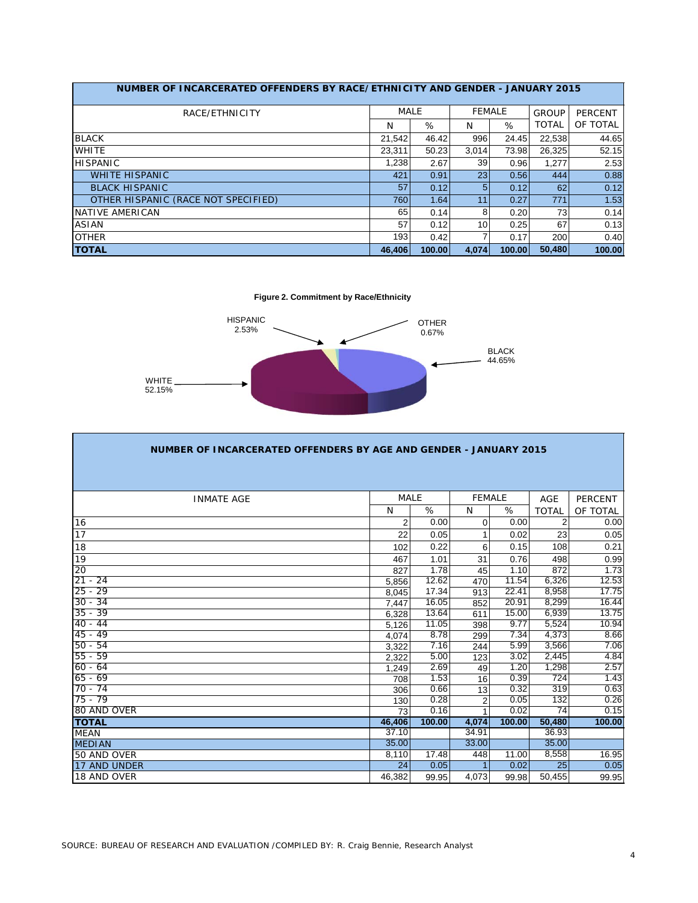## NUMBER OF INCARCERATED OFFENDERS BY RACE/ETHNICITY AND GENDER - JANUARY 2015

| RACE/ETHNICITY | MALE | | FEMALE | | GROUP | PERCENT |
|---|---|---|---|---|---|---|
| | N | % | N | % | TOTAL | OF TOTAL |
| BLACK | 21,542 | 46.42 | 996 | 24.45 | 22,538 | 44.65 |
| WHITE | 23,311 | 50.23 | 3,014 | 73.98 | 26,325 | 52.15 |
| HISPANIC | 1,238 | 2.67 | 39 | 0.96 | 1,277 | 2.53 |
| WHITE HISPANIC | 421 | 0.91 | 23 | 0.56 | 444 | 0.88 |
| BLACK HISPANIC | 57 | 0.12 | 5 | 0.12 | 62 | 0.12 |
| OTHER HISPANIC (RACE NOT SPECIFIED) | 760 | 1.64 | 11 | 0.27 | 771 | 1.53 |
| NATIVE AMERICAN | 65 | 0.14 | 8 | 0.20 | 73 | 0.14 |
| ASIAN | 57 | 0.12 | 10 | 0.25 | 67 | 0.13 |
| OTHER | 193 | 0.42 | 7 | 0.17 | 200 | 0.40 |
| **TOTAL** | **46,406** | **100.00** | **4,074** | **100.00** | **50,480** | **100.00** |

**Figure 2. Commitment by Race/Ethnicity**

HISPANIC 2.53%
OTHER 0.67%
BLACK 44.65%
WHITE 52.15%

## NUMBER OF INCARCERATED OFFENDERS BY AGE AND GENDER - JANUARY 2015

| INMATE AGE | MALE | | FEMALE | | AGE | PERCENT |
|---|---|---|---|---|---|---|
| | N | % | N | % | TOTAL | OF TOTAL |
| 16 | 2 | 0.00 | 0 | 0.00 | 2 | 0.00 |
| 17 | 22 | 0.05 | 1 | 0.02 | 23 | 0.05 |
| 18 | 102 | 0.22 | 6 | 0.15 | 108 | 0.21 |
| 19 | 467 | 1.01 | 31 | 0.76 | 498 | 0.99 |
| 20 | 827 | 1.78 | 45 | 1.10 | 872 | 1.73 |
| 21 - 24 | 5,856 | 12.62 | 470 | 11.54 | 6,326 | 12.53 |
| 25 - 29 | 8,045 | 17.34 | 913 | 22.41 | 8,958 | 17.75 |
| 30 - 34 | 7,447 | 16.05 | 852 | 20.91 | 8,299 | 16.44 |
| 35 - 39 | 6,328 | 13.64 | 611 | 15.00 | 6,939 | 13.75 |
| 40 - 44 | 5,126 | 11.05 | 398 | 9.77 | 5,524 | 10.94 |
| 45 - 49 | 4,074 | 8.78 | 299 | 7.34 | 4,373 | 8.66 |
| 50 - 54 | 3,322 | 7.16 | 244 | 5.99 | 3,566 | 7.06 |
| 55 - 59 | 2,322 | 5.00 | 123 | 3.02 | 2,445 | 4.84 |
| 60 - 64 | 1,249 | 2.69 | 49 | 1.20 | 1,298 | 2.57 |
| 65 - 69 | 708 | 1.53 | 16 | 0.39 | 724 | 1.43 |
| 70 - 74 | 306 | 0.66 | 13 | 0.32 | 319 | 0.63 |
| 75 - 79 | 130 | 0.28 | 2 | 0.05 | 132 | 0.26 |
| 80 AND OVER | 73 | 0.16 | 1 | 0.02 | 74 | 0.15 |
| **TOTAL** | **46,406** | **100.00** | **4,074** | **100.00** | **50,480** | **100.00** |
| MEAN | 37.10 | | 34.91 | | 36.93 | |
| MEDIAN | 35.00 | | 33.00 | | 35.00 | |
| 50 AND OVER | 8,110 | 17.48 | 448 | 11.00 | 8,558 | 16.95 |
| 17 AND UNDER | 24 | 0.05 | 1 | 0.02 | 25 | 0.05 |
| 18 AND OVER | 46,382 | 99.95 | 4,073 | 99.98 | 50,455 | 99.95 |

SOURCE: BUREAU OF RESEARCH AND EVALUATION /COMPILED BY: R. Craig Bennie, Research Analyst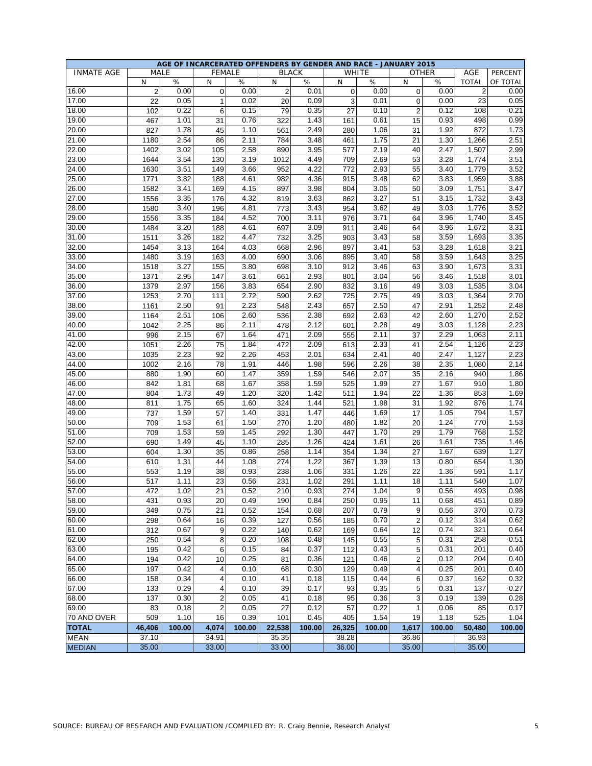| AGE OF INCARCERATED OFFENDERS BY GENDER AND RACE - JANUARY 2015 | | | | | | | | | | | | |
|---|---|---|---|---|---|---|---|---|---|---|---|---|
| INMATE AGE | MALE | | FEMALE | | BLACK | | WHITE | | OTHER | | AGE | PERCENT |
| | N | % | N | % | N | % | N | % | N | % | TOTAL | OF TOTAL |
| 16.00 | 2 | 0.00 | 0 | 0.00 | 2 | 0.01 | 0 | 0.00 | 0 | 0.00 | 2 | 0.00 |
| 17.00 | 22 | 0.05 | 1 | 0.02 | 20 | 0.09 | 3 | 0.01 | 0 | 0.00 | 23 | 0.05 |
| 18.00 | 102 | 0.22 | 6 | 0.15 | 79 | 0.35 | 27 | 0.10 | 2 | 0.12 | 108 | 0.21 |
| 19.00 | 467 | 1.01 | 31 | 0.76 | 322 | 1.43 | 161 | 0.61 | 15 | 0.93 | 498 | 0.99 |
| 20.00 | 827 | 1.78 | 45 | 1.10 | 561 | 2.49 | 280 | 1.06 | 31 | 1.92 | 872 | 1.73 |
| 21.00 | 1180 | 2.54 | 86 | 2.11 | 784 | 3.48 | 461 | 1.75 | 21 | 1.30 | 1,266 | 2.51 |
| 22.00 | 1402 | 3.02 | 105 | 2.58 | 890 | 3.95 | 577 | 2.19 | 40 | 2.47 | 1,507 | 2.99 |
| 23.00 | 1644 | 3.54 | 130 | 3.19 | 1012 | 4.49 | 709 | 2.69 | 53 | 3.28 | 1,774 | 3.51 |
| 24.00 | 1630 | 3.51 | 149 | 3.66 | 952 | 4.22 | 772 | 2.93 | 55 | 3.40 | 1,779 | 3.52 |
| 25.00 | 1771 | 3.82 | 188 | 4.61 | 982 | 4.36 | 915 | 3.48 | 62 | 3.83 | 1,959 | 3.88 |
| 26.00 | 1582 | 3.41 | 169 | 4.15 | 897 | 3.98 | 804 | 3.05 | 50 | 3.09 | 1,751 | 3.47 |
| 27.00 | 1556 | 3.35 | 176 | 4.32 | 819 | 3.63 | 862 | 3.27 | 51 | 3.15 | 1,732 | 3.43 |
| 28.00 | 1580 | 3.40 | 196 | 4.81 | 773 | 3.43 | 954 | 3.62 | 49 | 3.03 | 1,776 | 3.52 |
| 29.00 | 1556 | 3.35 | 184 | 4.52 | 700 | 3.11 | 976 | 3.71 | 64 | 3.96 | 1,740 | 3.45 |
| 30.00 | 1484 | 3.20 | 188 | 4.61 | 697 | 3.09 | 911 | 3.46 | 64 | 3.96 | 1,672 | 3.31 |
| 31.00 | 1511 | 3.26 | 182 | 4.47 | 732 | 3.25 | 903 | 3.43 | 58 | 3.59 | 1,693 | 3.35 |
| 32.00 | 1454 | 3.13 | 164 | 4.03 | 668 | 2.96 | 897 | 3.41 | 53 | 3.28 | 1,618 | 3.21 |
| 33.00 | 1480 | 3.19 | 163 | 4.00 | 690 | 3.06 | 895 | 3.40 | 58 | 3.59 | 1,643 | 3.25 |
| 34.00 | 1518 | 3.27 | 155 | 3.80 | 698 | 3.10 | 912 | 3.46 | 63 | 3.90 | 1,673 | 3.31 |
| 35.00 | 1371 | 2.95 | 147 | 3.61 | 661 | 2.93 | 801 | 3.04 | 56 | 3.46 | 1,518 | 3.01 |
| 36.00 | 1379 | 2.97 | 156 | 3.83 | 654 | 2.90 | 832 | 3.16 | 49 | 3.03 | 1,535 | 3.04 |
| 37.00 | 1253 | 2.70 | 111 | 2.72 | 590 | 2.62 | 725 | 2.75 | 49 | 3.03 | 1,364 | 2.70 |
| 38.00 | 1161 | 2.50 | 91 | 2.23 | 548 | 2.43 | 657 | 2.50 | 47 | 2.91 | 1,252 | 2.48 |
| 39.00 | 1164 | 2.51 | 106 | 2.60 | 536 | 2.38 | 692 | 2.63 | 42 | 2.60 | 1,270 | 2.52 |
| 40.00 | 1042 | 2.25 | 86 | 2.11 | 478 | 2.12 | 601 | 2.28 | 49 | 3.03 | 1,128 | 2.23 |
| 41.00 | 996 | 2.15 | 67 | 1.64 | 471 | 2.09 | 555 | 2.11 | 37 | 2.29 | 1,063 | 2.11 |
| 42.00 | 1051 | 2.26 | 75 | 1.84 | 472 | 2.09 | 613 | 2.33 | 41 | 2.54 | 1,126 | 2.23 |
| 43.00 | 1035 | 2.23 | 92 | 2.26 | 453 | 2.01 | 634 | 2.41 | 40 | 2.47 | 1,127 | 2.23 |
| 44.00 | 1002 | 2.16 | 78 | 1.91 | 446 | 1.98 | 596 | 2.26 | 38 | 2.35 | 1,080 | 2.14 |
| 45.00 | 880 | 1.90 | 60 | 1.47 | 359 | 1.59 | 546 | 2.07 | 35 | 2.16 | 940 | 1.86 |
| 46.00 | 842 | 1.81 | 68 | 1.67 | 358 | 1.59 | 525 | 1.99 | 27 | 1.67 | 910 | 1.80 |
| 47.00 | 804 | 1.73 | 49 | 1.20 | 320 | 1.42 | 511 | 1.94 | 22 | 1.36 | 853 | 1.69 |
| 48.00 | 811 | 1.75 | 65 | 1.60 | 324 | 1.44 | 521 | 1.98 | 31 | 1.92 | 876 | 1.74 |
| 49.00 | 737 | 1.59 | 57 | 1.40 | 331 | 1.47 | 446 | 1.69 | 17 | 1.05 | 794 | 1.57 |
| 50.00 | 709 | 1.53 | 61 | 1.50 | 270 | 1.20 | 480 | 1.82 | 20 | 1.24 | 770 | 1.53 |
| 51.00 | 709 | 1.53 | 59 | 1.45 | 292 | 1.30 | 447 | 1.70 | 29 | 1.79 | 768 | 1.52 |
| 52.00 | 690 | 1.49 | 45 | 1.10 | 285 | 1.26 | 424 | 1.61 | 26 | 1.61 | 735 | 1.46 |
| 53.00 | 604 | 1.30 | 35 | 0.86 | 258 | 1.14 | 354 | 1.34 | 27 | 1.67 | 639 | 1.27 |
| 54.00 | 610 | 1.31 | 44 | 1.08 | 274 | 1.22 | 367 | 1.39 | 13 | 0.80 | 654 | 1.30 |
| 55.00 | 553 | 1.19 | 38 | 0.93 | 238 | 1.06 | 331 | 1.26 | 22 | 1.36 | 591 | 1.17 |
| 56.00 | 517 | 1.11 | 23 | 0.56 | 231 | 1.02 | 291 | 1.11 | 18 | 1.11 | 540 | 1.07 |
| 57.00 | 472 | 1.02 | 21 | 0.52 | 210 | 0.93 | 274 | 1.04 | 9 | 0.56 | 493 | 0.98 |
| 58.00 | 431 | 0.93 | 20 | 0.49 | 190 | 0.84 | 250 | 0.95 | 11 | 0.68 | 451 | 0.89 |
| 59.00 | 349 | 0.75 | 21 | 0.52 | 154 | 0.68 | 207 | 0.79 | 9 | 0.56 | 370 | 0.73 |
| 60.00 | 298 | 0.64 | 16 | 0.39 | 127 | 0.56 | 185 | 0.70 | 2 | 0.12 | 314 | 0.62 |
| 61.00 | 312 | 0.67 | 9 | 0.22 | 140 | 0.62 | 169 | 0.64 | 12 | 0.74 | 321 | 0.64 |
| 62.00 | 250 | 0.54 | 8 | 0.20 | 108 | 0.48 | 145 | 0.55 | 5 | 0.31 | 258 | 0.51 |
| 63.00 | 195 | 0.42 | 6 | 0.15 | 84 | 0.37 | 112 | 0.43 | 5 | 0.31 | 201 | 0.40 |
| 64.00 | 194 | 0.42 | 10 | 0.25 | 81 | 0.36 | 121 | 0.46 | 2 | 0.12 | 204 | 0.40 |
| 65.00 | 197 | 0.42 | 4 | 0.10 | 68 | 0.30 | 129 | 0.49 | 4 | 0.25 | 201 | 0.40 |
| 66.00 | 158 | 0.34 | 4 | 0.10 | 41 | 0.18 | 115 | 0.44 | 6 | 0.37 | 162 | 0.32 |
| 67.00 | 133 | 0.29 | 4 | 0.10 | 39 | 0.17 | 93 | 0.35 | 5 | 0.31 | 137 | 0.27 |
| 68.00 | 137 | 0.30 | 2 | 0.05 | 41 | 0.18 | 95 | 0.36 | 3 | 0.19 | 139 | 0.28 |
| 69.00 | 83 | 0.18 | 2 | 0.05 | 27 | 0.12 | 57 | 0.22 | 1 | 0.06 | 85 | 0.17 |
| 70 AND OVER | 509 | 1.10 | 16 | 0.39 | 101 | 0.45 | 405 | 1.54 | 19 | 1.18 | 525 | 1.04 |
| **TOTAL** | **46,406** | **100.00** | **4,074** | **100.00** | **22,538** | **100.00** | **26,325** | **100.00** | **1,617** | **100.00** | **50,480** | **100.00** |
| MEAN | 37.10 | | 34.91 | | 35.35 | | 38.28 | | 36.86 | | 36.93 | |
| MEDIAN | 35.00 | | 33.00 | | 33.00 | | 36.00 | | 35.00 | | 35.00 | |

SOURCE: BUREAU OF RESEARCH AND EVALUATION /COMPILED BY: R. Craig Bennie, Research Analyst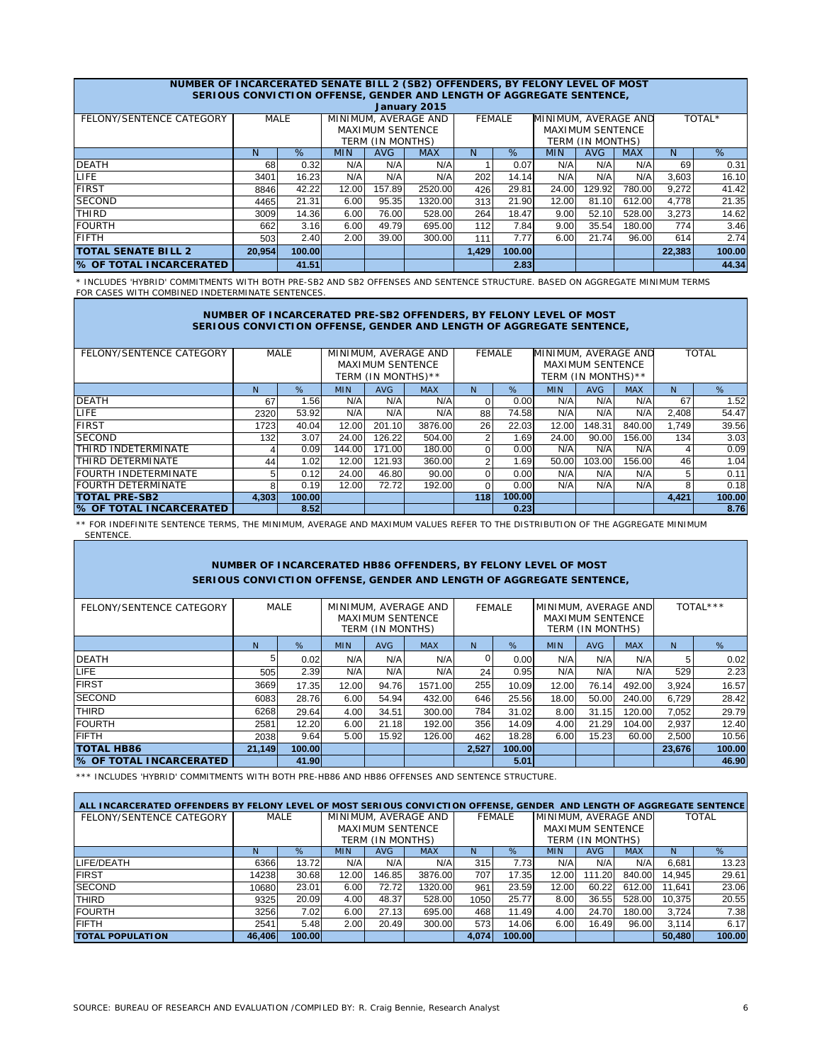**NUMBER OF INCARCERATED SENATE BILL 2 (SB2) OFFENDERS, BY FELONY LEVEL OF MOST SERIOUS CONVICTION OFFENSE, GENDER AND LENGTH OF AGGREGATE SENTENCE, January 2015**

| FELONY/SENTENCE CATEGORY | MALE | | MINIMUM, AVERAGE AND MAXIMUM SENTENCE TERM (IN MONTHS) | | | FEMALE | | MINIMUM, AVERAGE AND MAXIMUM SENTENCE TERM (IN MONTHS) | | | TOTAL* | |
|---|---|---|---|---|---|---|---|---|---|---|---|---|
| | N | % | MIN | AVG | MAX | N | % | MIN | AVG | MAX | N | % |
| DEATH | 68 | 0.32 | N/A | N/A | N/A | 1 | 0.07 | N/A | N/A | N/A | 69 | 0.31 |
| LIFE | 3401 | 16.23 | N/A | N/A | N/A | 202 | 14.14 | N/A | N/A | N/A | 3,603 | 16.10 |
| FIRST | 8846 | 42.22 | 12.00 | 157.89 | 2520.00 | 426 | 29.81 | 24.00 | 129.92 | 780.00 | 9,272 | 41.42 |
| SECOND | 4465 | 21.31 | 6.00 | 95.35 | 1320.00 | 313 | 21.90 | 12.00 | 81.10 | 612.00 | 4,778 | 21.35 |
| THIRD | 3009 | 14.36 | 6.00 | 76.00 | 528.00 | 264 | 18.47 | 9.00 | 52.10 | 528.00 | 3,273 | 14.62 |
| FOURTH | 662 | 3.16 | 6.00 | 49.79 | 695.00 | 112 | 7.84 | 9.00 | 35.54 | 180.00 | 774 | 3.46 |
| FIFTH | 503 | 2.40 | 2.00 | 39.00 | 300.00 | 111 | 7.77 | 6.00 | 21.74 | 96.00 | 614 | 2.74 |
| **TOTAL SENATE BILL 2** | **20,954** | **100.00** | | | | **1,429** | **100.00** | | | | **22,383** | **100.00** |
| **% OF TOTAL INCARCERATED** | | **41.51** | | | | | **2.83** | | | | | **44.34** |

* INCLUDES 'HYBRID' COMMITMENTS WITH BOTH PRE-SB2 AND SB2 OFFENSES AND SENTENCE STRUCTURE. BASED ON AGGREGATE MINIMUM TERMS FOR CASES WITH COMBINED INDETERMINATE SENTENCES.

**NUMBER OF INCARCERATED PRE-SB2 OFFENDERS, BY FELONY LEVEL OF MOST SERIOUS CONVICTION OFFENSE, GENDER AND LENGTH OF AGGREGATE SENTENCE,**

| FELONY/SENTENCE CATEGORY | MALE | | MINIMUM, AVERAGE AND MAXIMUM SENTENCE TERM (IN MONTHS)** | | | FEMALE | | MINIMUM, AVERAGE AND MAXIMUM SENTENCE TERM (IN MONTHS)** | | | TOTAL | |
|---|---|---|---|---|---|---|---|---|---|---|---|---|
| | N | % | MIN | AVG | MAX | N | % | MIN | AVG | MAX | N | % |
| DEATH | 67 | 1.56 | N/A | N/A | N/A | 0 | 0.00 | N/A | N/A | N/A | 67 | 1.52 |
| LIFE | 2320 | 53.92 | N/A | N/A | N/A | 88 | 74.58 | N/A | N/A | N/A | 2,408 | 54.47 |
| FIRST | 1723 | 40.04 | 12.00 | 201.10 | 3876.00 | 26 | 22.03 | 12.00 | 148.31 | 840.00 | 1,749 | 39.56 |
| SECOND | 132 | 3.07 | 24.00 | 126.22 | 504.00 | 2 | 1.69 | 24.00 | 90.00 | 156.00 | 134 | 3.03 |
| THIRD INDETERMINATE | 4 | 0.09 | 144.00 | 171.00 | 180.00 | 0 | 0.00 | N/A | N/A | N/A | 4 | 0.09 |
| THIRD DETERMINATE | 44 | 1.02 | 12.00 | 121.93 | 360.00 | 2 | 1.69 | 50.00 | 103.00 | 156.00 | 46 | 1.04 |
| FOURTH INDETERMINATE | 5 | 0.12 | 24.00 | 46.80 | 90.00 | 0 | 0.00 | N/A | N/A | N/A | 5 | 0.11 |
| FOURTH DETERMINATE | 8 | 0.19 | 12.00 | 72.72 | 192.00 | 0 | 0.00 | N/A | N/A | N/A | 8 | 0.18 |
| **TOTAL PRE-SB2** | **4,303** | **100.00** | | | | **118** | **100.00** | | | | **4,421** | **100.00** |
| **% OF TOTAL INCARCERATED** | | **8.52** | | | | | **0.23** | | | | | **8.76** |

** FOR INDEFINITE SENTENCE TERMS, THE MINIMUM, AVERAGE AND MAXIMUM VALUES REFER TO THE DISTRIBUTION OF THE AGGREGATE MINIMUM SENTENCE.

**NUMBER OF INCARCERATED HB86 OFFENDERS, BY FELONY LEVEL OF MOST SERIOUS CONVICTION OFFENSE, GENDER AND LENGTH OF AGGREGATE SENTENCE,**

| FELONY/SENTENCE CATEGORY | MALE | | MINIMUM, AVERAGE AND MAXIMUM SENTENCE TERM (IN MONTHS) | | | FEMALE | | MINIMUM, AVERAGE AND MAXIMUM SENTENCE TERM (IN MONTHS) | | | TOTAL*** | |
|---|---|---|---|---|---|---|---|---|---|---|---|---|
| | N | % | MIN | AVG | MAX | N | % | MIN | AVG | MAX | N | % |
| DEATH | 5 | 0.02 | N/A | N/A | N/A | 0 | 0.00 | N/A | N/A | N/A | 5 | 0.02 |
| LIFE | 505 | 2.39 | N/A | N/A | N/A | 24 | 0.95 | N/A | N/A | N/A | 529 | 2.23 |
| FIRST | 3669 | 17.35 | 12.00 | 94.76 | 1571.00 | 255 | 10.09 | 12.00 | 76.14 | 492.00 | 3,924 | 16.57 |
| SECOND | 6083 | 28.76 | 6.00 | 54.94 | 432.00 | 646 | 25.56 | 18.00 | 50.00 | 240.00 | 6,729 | 28.42 |
| THIRD | 6268 | 29.64 | 4.00 | 34.51 | 300.00 | 784 | 31.02 | 8.00 | 31.15 | 120.00 | 7,052 | 29.79 |
| FOURTH | 2581 | 12.20 | 6.00 | 21.18 | 192.00 | 356 | 14.09 | 4.00 | 21.29 | 104.00 | 2,937 | 12.40 |
| FIFTH | 2038 | 9.64 | 5.00 | 15.92 | 126.00 | 462 | 18.28 | 6.00 | 15.23 | 60.00 | 2,500 | 10.56 |
| **TOTAL HB86** | **21,149** | **100.00** | | | | **2,527** | **100.00** | | | | **23,676** | **100.00** |
| **% OF TOTAL INCARCERATED** | | **41.90** | | | | | **5.01** | | | | | **46.90** |

*** INCLUDES 'HYBRID' COMMITMENTS WITH BOTH PRE-HB86 AND HB86 OFFENSES AND SENTENCE STRUCTURE.

**ALL INCARCERATED OFFENDERS BY FELONY LEVEL OF MOST SERIOUS CONVICTION OFFENSE, GENDER AND LENGTH OF AGGREGATE SENTENCE**

| FELONY/SENTENCE CATEGORY | MALE | | MINIMUM, AVERAGE AND MAXIMUM SENTENCE TERM (IN MONTHS) | | | FEMALE | | MINIMUM, AVERAGE AND MAXIMUM SENTENCE TERM (IN MONTHS) | | | TOTAL | |
|---|---|---|---|---|---|---|---|---|---|---|---|---|
| | N | % | MIN | AVG | MAX | N | % | MIN | AVG | MAX | N | % |
| LIFE/DEATH | 6366 | 13.72 | N/A | N/A | N/A | 315 | 7.73 | N/A | N/A | N/A | 6,681 | 13.23 |
| FIRST | 14238 | 30.68 | 12.00 | 146.85 | 3876.00 | 707 | 17.35 | 12.00 | 111.20 | 840.00 | 14,945 | 29.61 |
| SECOND | 10680 | 23.01 | 6.00 | 72.72 | 1320.00 | 961 | 23.59 | 12.00 | 60.22 | 612.00 | 11,641 | 23.06 |
| THIRD | 9325 | 20.09 | 4.00 | 48.37 | 528.00 | 1050 | 25.77 | 8.00 | 36.55 | 528.00 | 10,375 | 20.55 |
| FOURTH | 3256 | 7.02 | 6.00 | 27.13 | 695.00 | 468 | 11.49 | 4.00 | 24.70 | 180.00 | 3,724 | 7.38 |
| FIFTH | 2541 | 5.48 | 2.00 | 20.49 | 300.00 | 573 | 14.06 | 6.00 | 16.49 | 96.00 | 3,114 | 6.17 |
| **TOTAL POPULATION** | **46,406** | **100.00** | | | | **4,074** | **100.00** | | | | **50,480** | **100.00** |

SOURCE: BUREAU OF RESEARCH AND EVALUATION /COMPILED BY: R. Craig Bennie, Research Analyst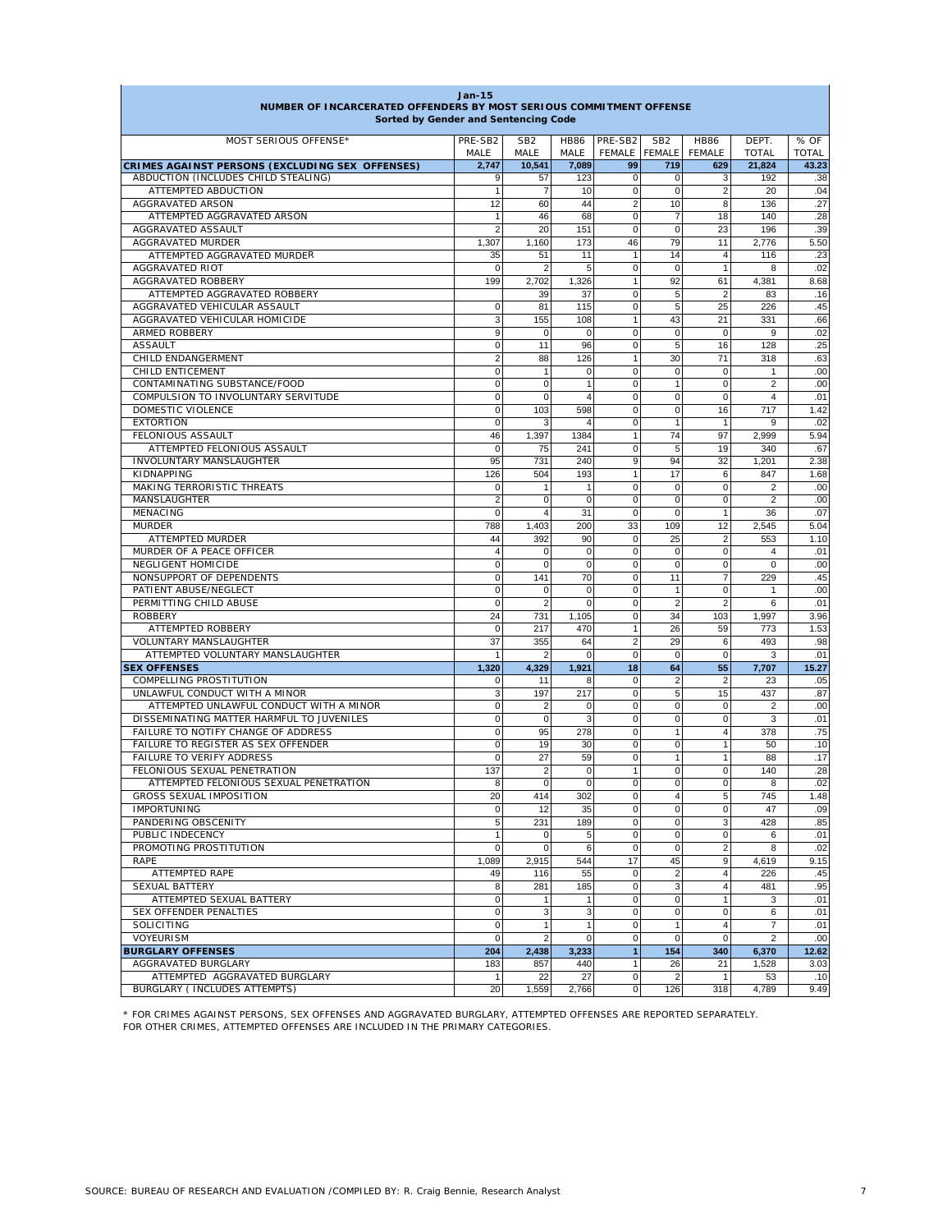**Jan-15**
**NUMBER OF INCARCERATED OFFENDERS BY MOST SERIOUS COMMITMENT OFFENSE**
**Sorted by Gender and Sentencing Code**

| MOST SERIOUS OFFENSE* | PRE-SB2 MALE | SB2 MALE | HB86 MALE | PRE-SB2 FEMALE | SB2 FEMALE | HB86 FEMALE | DEPT. TOTAL | % OF TOTAL |
|---|---|---|---|---|---|---|---|---|
| **CRIMES AGAINST PERSONS (EXCLUDING SEX OFFENSES)** | **2,747** | **10,541** | **7,089** | **99** | **719** | **629** | **21,824** | **43.23** |
| ABDUCTION (INCLUDES CHILD STEALING) | 9 | 57 | 123 | 0 | 0 | 3 | 192 | .38 |
| ATTEMPTED ABDUCTION | 1 | 7 | 10 | 0 | 0 | 2 | 20 | .04 |
| AGGRAVATED ARSON | 12 | 60 | 44 | 2 | 10 | 8 | 136 | .27 |
| ATTEMPTED AGGRAVATED ARSON | 1 | 46 | 68 | 0 | 7 | 18 | 140 | .28 |
| AGGRAVATED ASSAULT | 2 | 20 | 151 | 0 | 0 | 23 | 196 | .39 |
| AGGRAVATED MURDER | 1,307 | 1,160 | 173 | 46 | 79 | 11 | 2,776 | 5.50 |
| ATTEMPTED AGGRAVATED MURDER | 35 | 51 | 11 | 1 | 14 | 4 | 116 | .23 |
| AGGRAVATED RIOT | 0 | 2 | 5 | 0 | 0 | 1 | 8 | .02 |
| AGGRAVATED ROBBERY | 199 | 2,702 | 1,326 | 1 | 92 | 61 | 4,381 | 8.68 |
| ATTEMPTED AGGRAVATED ROBBERY | | 39 | 37 | 0 | 5 | 2 | 83 | .16 |
| AGGRAVATED VEHICULAR ASSAULT | 0 | 81 | 115 | 0 | 5 | 25 | 226 | .45 |
| AGGRAVATED VEHICULAR HOMICIDE | 3 | 155 | 108 | 1 | 43 | 21 | 331 | .66 |
| ARMED ROBBERY | 9 | 0 | 0 | 0 | 0 | 0 | 9 | .02 |
| ASSAULT | 0 | 11 | 96 | 0 | 5 | 16 | 128 | .25 |
| CHILD ENDANGERMENT | 2 | 88 | 126 | 1 | 30 | 71 | 318 | .63 |
| CHILD ENTICEMENT | 0 | 1 | 0 | 0 | 0 | 0 | 1 | .00 |
| CONTAMINATING SUBSTANCE/FOOD | 0 | 0 | 1 | 0 | 1 | 0 | 2 | .00 |
| COMPULSION TO INVOLUNTARY SERVITUDE | 0 | 0 | 4 | 0 | 0 | 0 | 4 | .01 |
| DOMESTIC VIOLENCE | 0 | 103 | 598 | 0 | 0 | 16 | 717 | 1.42 |
| EXTORTION | 0 | 3 | 4 | 0 | 1 | 1 | 9 | .02 |
| FELONIOUS ASSAULT | 46 | 1,397 | 1384 | 1 | 74 | 97 | 2,999 | 5.94 |
| ATTEMPTED FELONIOUS ASSAULT | 0 | 75 | 241 | 0 | 5 | 19 | 340 | .67 |
| INVOLUNTARY MANSLAUGHTER | 95 | 731 | 240 | 9 | 94 | 32 | 1,201 | 2.38 |
| KIDNAPPING | 126 | 504 | 193 | 1 | 17 | 6 | 847 | 1.68 |
| MAKING TERRORISTIC THREATS | 0 | 1 | 1 | 0 | 0 | 0 | 2 | .00 |
| MANSLAUGHTER | 2 | 0 | 0 | 0 | 0 | 0 | 2 | .00 |
| MENACING | 0 | 4 | 31 | 0 | 0 | 1 | 36 | .07 |
| MURDER | 788 | 1,403 | 200 | 33 | 109 | 12 | 2,545 | 5.04 |
| ATTEMPTED MURDER | 44 | 392 | 90 | 0 | 25 | 2 | 553 | 1.10 |
| MURDER OF A PEACE OFFICER | 4 | 0 | 0 | 0 | 0 | 0 | 4 | .01 |
| NEGLIGENT HOMICIDE | 0 | 0 | 0 | 0 | 0 | 0 | 0 | .00 |
| NONSUPPORT OF DEPENDENTS | 0 | 141 | 70 | 0 | 11 | 7 | 229 | .45 |
| PATIENT ABUSE/NEGLECT | 0 | 0 | 0 | 0 | 1 | 0 | 1 | .00 |
| PERMITTING CHILD ABUSE | 0 | 2 | 0 | 0 | 2 | 2 | 6 | .01 |
| ROBBERY | 24 | 731 | 1,105 | 0 | 34 | 103 | 1,997 | 3.96 |
| ATTEMPTED ROBBERY | 0 | 217 | 470 | 1 | 26 | 59 | 773 | 1.53 |
| VOLUNTARY MANSLAUGHTER | 37 | 355 | 64 | 2 | 29 | 6 | 493 | .98 |
| ATTEMPTED VOLUNTARY MANSLAUGHTER | 1 | 2 | 0 | 0 | 0 | 0 | 3 | .01 |
| **SEX OFFENSES** | **1,320** | **4,329** | **1,921** | **18** | **64** | **55** | **7,707** | **15.27** |
| COMPELLING PROSTITUTION | 0 | 11 | 8 | 0 | 2 | 2 | 23 | .05 |
| UNLAWFUL CONDUCT WITH A MINOR | 3 | 197 | 217 | 0 | 5 | 15 | 437 | .87 |
| ATTEMPTED UNLAWFUL CONDUCT WITH A MINOR | 0 | 2 | 0 | 0 | 0 | 0 | 2 | .00 |
| DISSEMINATING MATTER HARMFUL TO JUVENILES | 0 | 0 | 3 | 0 | 0 | 0 | 3 | .01 |
| FAILURE TO NOTIFY CHANGE OF ADDRESS | 0 | 95 | 278 | 0 | 1 | 4 | 378 | .75 |
| FAILURE TO REGISTER AS SEX OFFENDER | 0 | 19 | 30 | 0 | 0 | 1 | 50 | .10 |
| FAILURE TO VERIFY ADDRESS | 0 | 27 | 59 | 0 | 1 | 1 | 88 | .17 |
| FELONIOUS SEXUAL PENETRATION | 137 | 2 | 0 | 1 | 0 | 0 | 140 | .28 |
| ATTEMPTED FELONIOUS SEXUAL PENETRATION | 8 | 0 | 0 | 0 | 0 | 0 | 8 | .02 |
| GROSS SEXUAL IMPOSITION | 20 | 414 | 302 | 0 | 4 | 5 | 745 | 1.48 |
| IMPORTUNING | 0 | 12 | 35 | 0 | 0 | 0 | 47 | .09 |
| PANDERING OBSCENITY | 5 | 231 | 189 | 0 | 0 | 3 | 428 | .85 |
| PUBLIC INDECENCY | 1 | 0 | 5 | 0 | 0 | 0 | 6 | .01 |
| PROMOTING PROSTITUTION | 0 | 0 | 6 | 0 | 0 | 2 | 8 | .02 |
| RAPE | 1,089 | 2,915 | 544 | 17 | 45 | 9 | 4,619 | 9.15 |
| ATTEMPTED RAPE | 49 | 116 | 55 | 0 | 2 | 4 | 226 | .45 |
| SEXUAL BATTERY | 8 | 281 | 185 | 0 | 3 | 4 | 481 | .95 |
| ATTEMPTED SEXUAL BATTERY | 0 | 1 | 1 | 0 | 0 | 1 | 3 | .01 |
| SEX OFFENDER PENALTIES | 0 | 3 | 3 | 0 | 0 | 0 | 6 | .01 |
| SOLICITING | 0 | 1 | 1 | 0 | 1 | 4 | 7 | .01 |
| VOYEURISM | 0 | 2 | 0 | 0 | 0 | 0 | 2 | .00 |
| **BURGLARY OFFENSES** | **204** | **2,438** | **3,233** | **1** | **154** | **340** | **6,370** | **12.62** |
| AGGRAVATED BURGLARY | 183 | 857 | 440 | 1 | 26 | 21 | 1,528 | 3.03 |
| ATTEMPTED AGGRAVATED BURGLARY | 1 | 22 | 27 | 0 | 2 | 1 | 53 | .10 |
| BURGLARY ( INCLUDES ATTEMPTS) | 20 | 1,559 | 2,766 | 0 | 126 | 318 | 4,789 | 9.49 |

\* FOR CRIMES AGAINST PERSONS, SEX OFFENSES AND AGGRAVATED BURGLARY, ATTEMPTED OFFENSES ARE REPORTED SEPARATELY.
FOR OTHER CRIMES, ATTEMPTED OFFENSES ARE INCLUDED IN THE PRIMARY CATEGORIES.

SOURCE: BUREAU OF RESEARCH AND EVALUATION /COMPILED BY: R. Craig Bennie, Research Analyst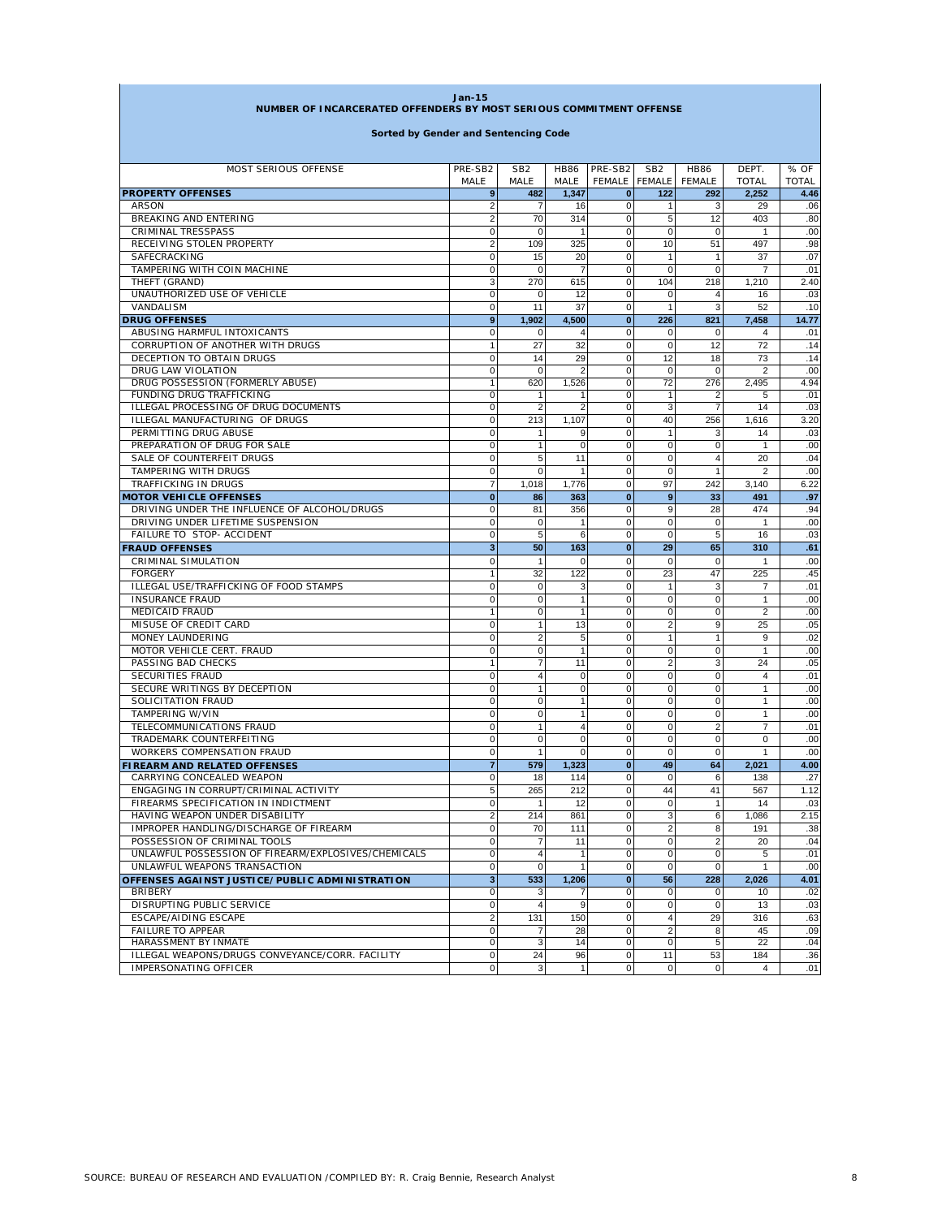**Jan-15**
**NUMBER OF INCARCERATED OFFENDERS BY MOST SERIOUS COMMITMENT OFFENSE**

**Sorted by Gender and Sentencing Code**

| MOST SERIOUS OFFENSE | PRE-SB2 MALE | SB2 MALE | HB86 MALE | PRE-SB2 FEMALE | SB2 FEMALE | HB86 FEMALE | DEPT. TOTAL | % OF TOTAL |
|---|---|---|---|---|---|---|---|---|
| **PROPERTY OFFENSES** | **9** | **482** | **1,347** | **0** | **122** | **292** | **2,252** | **4.46** |
| ARSON | 2 | 7 | 16 | 0 | 1 | 3 | 29 | .06 |
| BREAKING AND ENTERING | 2 | 70 | 314 | 0 | 5 | 12 | 403 | .80 |
| CRIMINAL TRESSPASS | 0 | 0 | 1 | 0 | 0 | 0 | 1 | .00 |
| RECEIVING STOLEN PROPERTY | 2 | 109 | 325 | 0 | 10 | 51 | 497 | .98 |
| SAFECRACKING | 0 | 15 | 20 | 0 | 1 | 1 | 37 | .07 |
| TAMPERING WITH COIN MACHINE | 0 | 0 | 7 | 0 | 0 | 0 | 7 | .01 |
| THEFT (GRAND) | 3 | 270 | 615 | 0 | 104 | 218 | 1,210 | 2.40 |
| UNAUTHORIZED USE OF VEHICLE | 0 | 0 | 12 | 0 | 0 | 4 | 16 | .03 |
| VANDALISM | 0 | 11 | 37 | 0 | 1 | 3 | 52 | .10 |
| **DRUG OFFENSES** | **9** | **1,902** | **4,500** | **0** | **226** | **821** | **7,458** | **14.77** |
| ABUSING HARMFUL INTOXICANTS | 0 | 0 | 4 | 0 | 0 | 0 | 4 | .01 |
| CORRUPTION OF ANOTHER WITH DRUGS | 1 | 27 | 32 | 0 | 0 | 12 | 72 | .14 |
| DECEPTION TO OBTAIN DRUGS | 0 | 14 | 29 | 0 | 12 | 18 | 73 | .14 |
| DRUG LAW VIOLATION | 0 | 0 | 2 | 0 | 0 | 0 | 2 | .00 |
| DRUG POSSESSION (FORMERLY ABUSE) | 1 | 620 | 1,526 | 0 | 72 | 276 | 2,495 | 4.94 |
| FUNDING DRUG TRAFFICKING | 0 | 1 | 1 | 0 | 1 | 2 | 5 | .01 |
| ILLEGAL PROCESSING OF DRUG DOCUMENTS | 0 | 2 | 2 | 0 | 3 | 7 | 14 | .03 |
| ILLEGAL MANUFACTURING OF DRUGS | 0 | 213 | 1,107 | 0 | 40 | 256 | 1,616 | 3.20 |
| PERMITTING DRUG ABUSE | 0 | 1 | 9 | 0 | 1 | 3 | 14 | .03 |
| PREPARATION OF DRUG FOR SALE | 0 | 1 | 0 | 0 | 0 | 0 | 1 | .00 |
| SALE OF COUNTERFEIT DRUGS | 0 | 5 | 11 | 0 | 0 | 4 | 20 | .04 |
| TAMPERING WITH DRUGS | 0 | 0 | 1 | 0 | 0 | 1 | 2 | .00 |
| TRAFFICKING IN DRUGS | 7 | 1,018 | 1,776 | 0 | 97 | 242 | 3,140 | 6.22 |
| **MOTOR VEHICLE OFFENSES** | **0** | **86** | **363** | **0** | **9** | **33** | **491** | **.97** |
| DRIVING UNDER THE INFLUENCE OF ALCOHOL/DRUGS | 0 | 81 | 356 | 0 | 9 | 28 | 474 | .94 |
| DRIVING UNDER LIFETIME SUSPENSION | 0 | 0 | 1 | 0 | 0 | 0 | 1 | .00 |
| FAILURE TO STOP- ACCIDENT | 0 | 5 | 6 | 0 | 0 | 5 | 16 | .03 |
| **FRAUD OFFENSES** | **3** | **50** | **163** | **0** | **29** | **65** | **310** | **.61** |
| CRIMINAL SIMULATION | 0 | 1 | 0 | 0 | 0 | 0 | 1 | .00 |
| FORGERY | 1 | 32 | 122 | 0 | 23 | 47 | 225 | .45 |
| ILLEGAL USE/TRAFFICKING OF FOOD STAMPS | 0 | 0 | 3 | 0 | 1 | 3 | 7 | .01 |
| INSURANCE FRAUD | 0 | 0 | 1 | 0 | 0 | 0 | 1 | .00 |
| MEDICAID FRAUD | 1 | 0 | 1 | 0 | 0 | 0 | 2 | .00 |
| MISUSE OF CREDIT CARD | 0 | 1 | 13 | 0 | 2 | 9 | 25 | .05 |
| MONEY LAUNDERING | 0 | 2 | 5 | 0 | 1 | 1 | 9 | .02 |
| MOTOR VEHICLE CERT. FRAUD | 0 | 0 | 1 | 0 | 0 | 0 | 1 | .00 |
| PASSING BAD CHECKS | 1 | 7 | 11 | 0 | 2 | 3 | 24 | .05 |
| SECURITIES FRAUD | 0 | 4 | 0 | 0 | 0 | 0 | 4 | .01 |
| SECURE WRITINGS BY DECEPTION | 0 | 1 | 0 | 0 | 0 | 0 | 1 | .00 |
| SOLICITATION FRAUD | 0 | 0 | 1 | 0 | 0 | 0 | 1 | .00 |
| TAMPERING W/VIN | 0 | 0 | 1 | 0 | 0 | 0 | 1 | .00 |
| TELECOMMUNICATIONS FRAUD | 0 | 1 | 4 | 0 | 0 | 2 | 7 | .01 |
| TRADEMARK COUNTERFEITING | 0 | 0 | 0 | 0 | 0 | 0 | 0 | .00 |
| WORKERS COMPENSATION FRAUD | 0 | 1 | 0 | 0 | 0 | 0 | 1 | .00 |
| **FIREARM AND RELATED OFFENSES** | **7** | **579** | **1,323** | **0** | **49** | **64** | **2,021** | **4.00** |
| CARRYING CONCEALED WEAPON | 0 | 18 | 114 | 0 | 0 | 6 | 138 | .27 |
| ENGAGING IN CORRUPT/CRIMINAL ACTIVITY | 5 | 265 | 212 | 0 | 44 | 41 | 567 | 1.12 |
| FIREARMS SPECIFICATION IN INDICTMENT | 0 | 1 | 12 | 0 | 0 | 1 | 14 | .03 |
| HAVING WEAPON UNDER DISABILITY | 2 | 214 | 861 | 0 | 3 | 6 | 1,086 | 2.15 |
| IMPROPER HANDLING/DISCHARGE OF FIREARM | 0 | 70 | 111 | 0 | 2 | 8 | 191 | .38 |
| POSSESSION OF CRIMINAL TOOLS | 0 | 7 | 11 | 0 | 0 | 2 | 20 | .04 |
| UNLAWFUL POSSESSION OF FIREARM/EXPLOSIVES/CHEMICALS | 0 | 4 | 1 | 0 | 0 | 0 | 5 | .01 |
| UNLAWFUL WEAPONS TRANSACTION | 0 | 0 | 1 | 0 | 0 | 0 | 1 | .00 |
| **OFFENSES AGAINST JUSTICE/PUBLIC ADMINISTRATION** | **3** | **533** | **1,206** | **0** | **56** | **228** | **2,026** | **4.01** |
| BRIBERY | 0 | 3 | 7 | 0 | 0 | 0 | 10 | .02 |
| DISRUPTING PUBLIC SERVICE | 0 | 4 | 9 | 0 | 0 | 0 | 13 | .03 |
| ESCAPE/AIDING ESCAPE | 2 | 131 | 150 | 0 | 4 | 29 | 316 | .63 |
| FAILURE TO APPEAR | 0 | 7 | 28 | 0 | 2 | 8 | 45 | .09 |
| HARASSMENT BY INMATE | 0 | 3 | 14 | 0 | 0 | 5 | 22 | .04 |
| ILLEGAL WEAPONS/DRUGS CONVEYANCE/CORR. FACILITY | 0 | 24 | 96 | 0 | 11 | 53 | 184 | .36 |
| IMPERSONATING OFFICER | 0 | 3 | 1 | 0 | 0 | 0 | 4 | .01 |

SOURCE: BUREAU OF RESEARCH AND EVALUATION /COMPILED BY: R. Craig Bennie, Research Analyst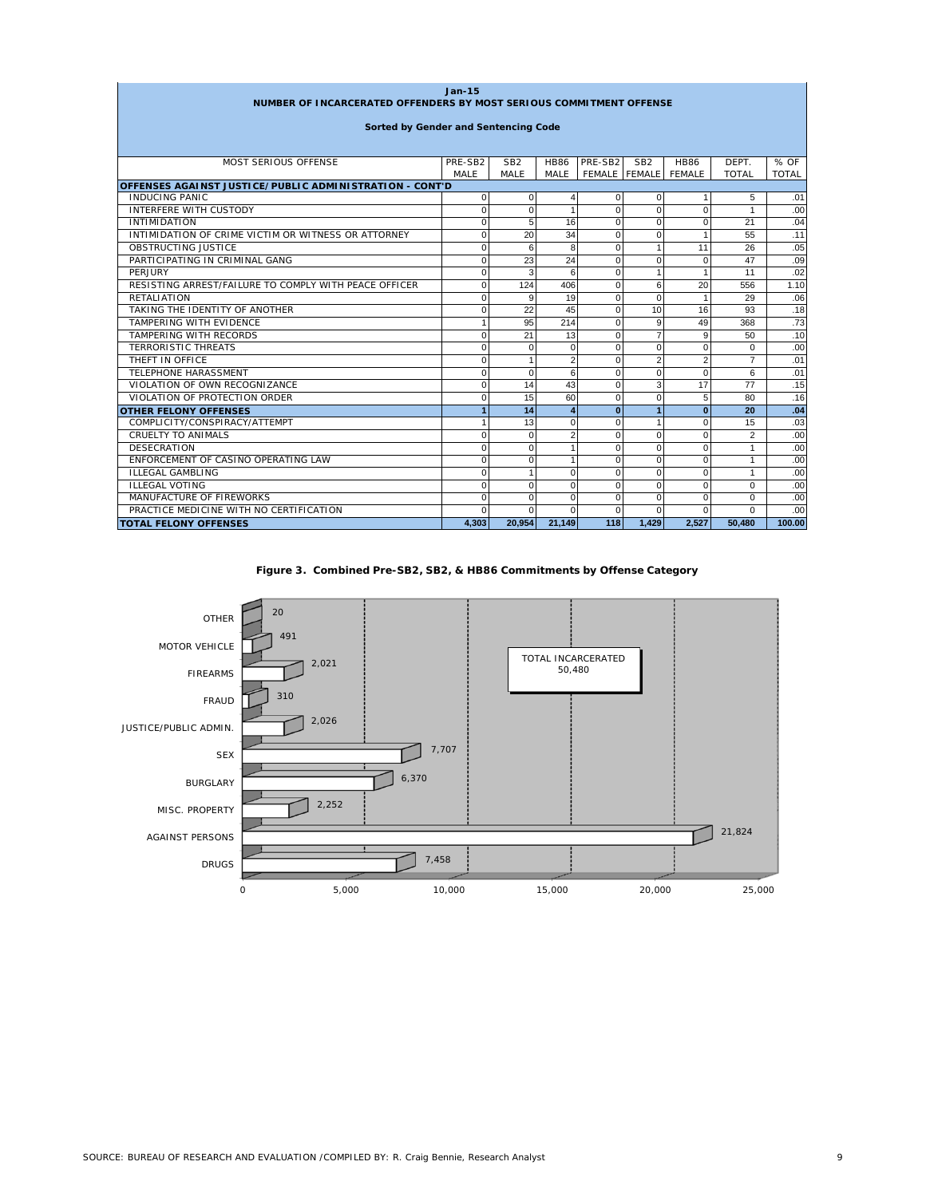**Jan-15**

**NUMBER OF INCARCERATED OFFENDERS BY MOST SERIOUS COMMITMENT OFFENSE**

**Sorted by Gender and Sentencing Code**

| MOST SERIOUS OFFENSE | PRE-SB2 MALE | SB2 MALE | HB86 MALE | PRE-SB2 FEMALE | SB2 FEMALE | HB86 FEMALE | DEPT. TOTAL | % OF TOTAL |
|---|---|---|---|---|---|---|---|---|
| **OFFENSES AGAINST JUSTICE/PUBLIC ADMINISTRATION - CONT'D** | | | | | | | | |
| INDUCING PANIC | 0 | 0 | 4 | 0 | 0 | 1 | 5 | .01 |
| INTERFERE WITH CUSTODY | 0 | 0 | 1 | 0 | 0 | 0 | 1 | .00 |
| INTIMIDATION | 0 | 5 | 16 | 0 | 0 | 0 | 21 | .04 |
| INTIMIDATION OF CRIME VICTIM OR WITNESS OR ATTORNEY | 0 | 20 | 34 | 0 | 0 | 1 | 55 | .11 |
| OBSTRUCTING JUSTICE | 0 | 6 | 8 | 0 | 1 | 11 | 26 | .05 |
| PARTICIPATING IN CRIMINAL GANG | 0 | 23 | 24 | 0 | 0 | 0 | 47 | .09 |
| PERJURY | 0 | 3 | 6 | 0 | 1 | 1 | 11 | .02 |
| RESISTING ARREST/FAILURE TO COMPLY WITH PEACE OFFICER | 0 | 124 | 406 | 0 | 6 | 20 | 556 | 1.10 |
| RETALIATION | 0 | 9 | 19 | 0 | 0 | 1 | 29 | .06 |
| TAKING THE IDENTITY OF ANOTHER | 0 | 22 | 45 | 0 | 10 | 16 | 93 | .18 |
| TAMPERING WITH EVIDENCE | 1 | 95 | 214 | 0 | 9 | 49 | 368 | .73 |
| TAMPERING WITH RECORDS | 0 | 21 | 13 | 0 | 7 | 9 | 50 | .10 |
| TERRORISTIC THREATS | 0 | 0 | 0 | 0 | 0 | 0 | 0 | .00 |
| THEFT IN OFFICE | 0 | 1 | 2 | 0 | 2 | 2 | 7 | .01 |
| TELEPHONE HARASSMENT | 0 | 0 | 6 | 0 | 0 | 0 | 6 | .01 |
| VIOLATION OF OWN RECOGNIZANCE | 0 | 14 | 43 | 0 | 3 | 17 | 77 | .15 |
| VIOLATION OF PROTECTION ORDER | 0 | 15 | 60 | 0 | 0 | 5 | 80 | .16 |
| **OTHER FELONY OFFENSES** | **1** | **14** | **4** | **0** | **1** | **0** | **20** | **.04** |
| COMPLICITY/CONSPIRACY/ATTEMPT | 1 | 13 | 0 | 0 | 1 | 0 | 15 | .03 |
| CRUELTY TO ANIMALS | 0 | 0 | 2 | 0 | 0 | 0 | 2 | .00 |
| DESECRATION | 0 | 0 | 1 | 0 | 0 | 0 | 1 | .00 |
| ENFORCEMENT OF CASINO OPERATING LAW | 0 | 0 | 1 | 0 | 0 | 0 | 1 | .00 |
| ILLEGAL GAMBLING | 0 | 1 | 0 | 0 | 0 | 0 | 1 | .00 |
| ILLEGAL VOTING | 0 | 0 | 0 | 0 | 0 | 0 | 0 | .00 |
| MANUFACTURE OF FIREWORKS | 0 | 0 | 0 | 0 | 0 | 0 | 0 | .00 |
| PRACTICE MEDICINE WITH NO CERTIFICATION | 0 | 0 | 0 | 0 | 0 | 0 | 0 | .00 |
| **TOTAL FELONY OFFENSES** | **4,303** | **20,954** | **21,149** | **118** | **1,429** | **2,527** | **50,480** | **100.00** |

**Figure 3. Combined Pre-SB2, SB2, & HB86 Commitments by Offense Category**

OTHER 20
MOTOR VEHICLE 491
FIREARMS 2,021
FRAUD 310
JUSTICE/PUBLIC ADMIN. 2,026
SEX 7,707
BURGLARY 6,370
MISC. PROPERTY 2,252
AGAINST PERSONS 21,824
DRUGS 7,458

TOTAL INCARCERATED 50,480

0 5,000 10,000 15,000 20,000 25,000

SOURCE: BUREAU OF RESEARCH AND EVALUATION /COMPILED BY: R. Craig Bennie, Research Analyst